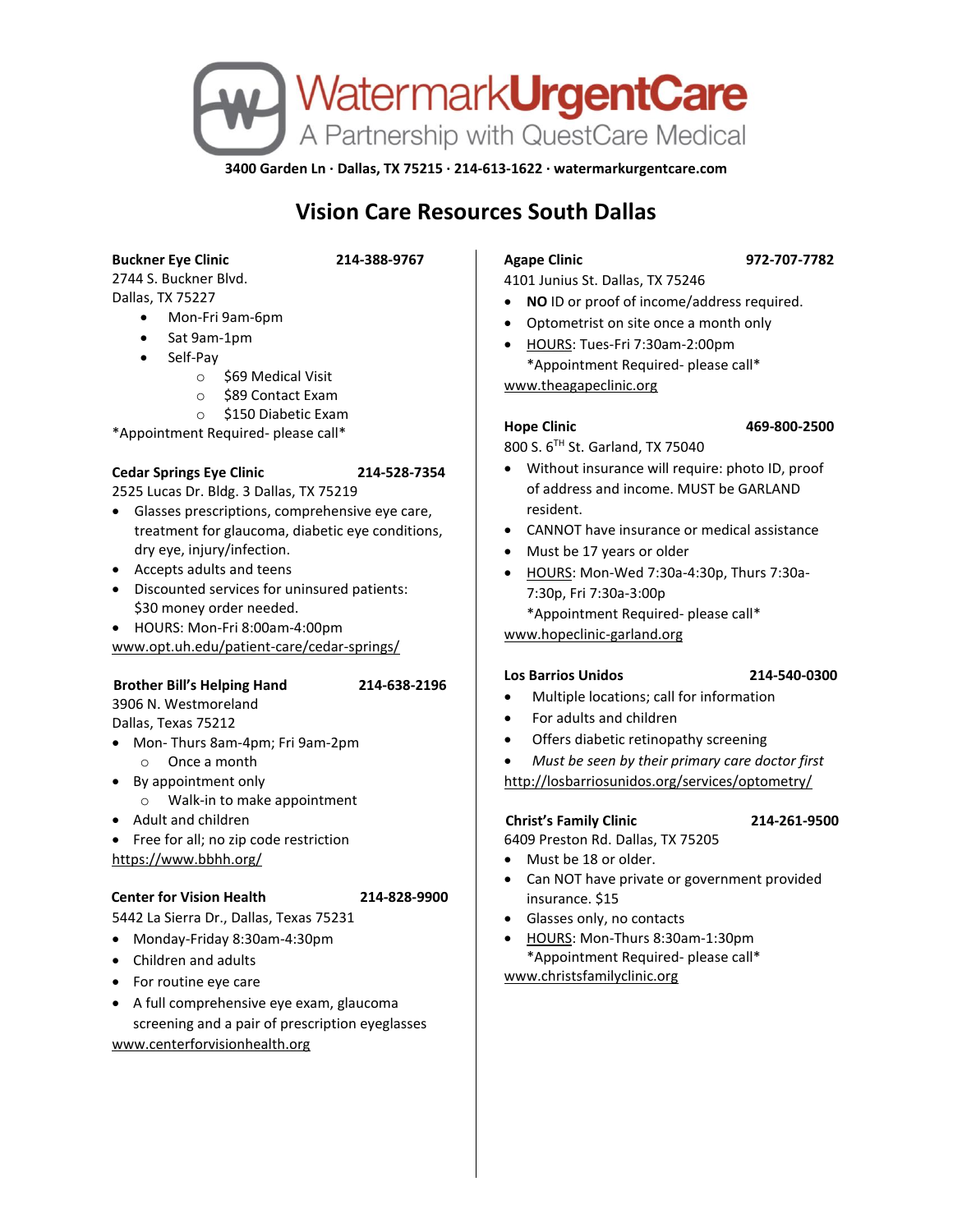# WatermarkUrgentCare

A Partnership with QuestCare Medical

**3400 Garden Ln · Dallas, TX 75215 · 214-613-1622 · watermarkurgentcare.com**

## Vision Care Resources South Dallas

**Buckner Eye Clinic** **214-388-9767**
2744 S. Buckner Blvd.
Dallas, TX 75227

- Mon-Fri 9am-6pm
- Sat 9am-1pm
- Self-Pay
  - $69 Medical Visit
  - $89 Contact Exam
  - $150 Diabetic Exam

*Appointment Required- please call*

**Cedar Springs Eye Clinic** **214-528-7354**
2525 Lucas Dr. Bldg. 3 Dallas, TX 75219

- Glasses prescriptions, comprehensive eye care, treatment for glaucoma, diabetic eye conditions, dry eye, injury/infection.
- Accepts adults and teens
- Discounted services for uninsured patients: $30 money order needed.
- HOURS: Mon-Fri 8:00am-4:00pm

www.opt.uh.edu/patient-care/cedar-springs/

**Brother Bill's Helping Hand** **214-638-2196**
3906 N. Westmoreland
Dallas, Texas 75212

- Mon- Thurs 8am-4pm; Fri 9am-2pm
  - Once a month
- By appointment only
  - Walk-in to make appointment
- Adult and children
- Free for all; no zip code restriction

https://www.bbhh.org/

**Center for Vision Health** **214-828-9900**
5442 La Sierra Dr., Dallas, Texas 75231

- Monday-Friday 8:30am-4:30pm
- Children and adults
- For routine eye care
- A full comprehensive eye exam, glaucoma screening and a pair of prescription eyeglasses

www.centerforvisionhealth.org

**Agape Clinic** **972-707-7782**
4101 Junius St. Dallas, TX 75246

- **NO** ID or proof of income/address required.
- Optometrist on site once a month only
- HOURS: Tues-Fri 7:30am-2:00pm
  *Appointment Required- please call*

www.theagapeclinic.org

**Hope Clinic** **469-800-2500**
800 S. 6TH St. Garland, TX 75040

- Without insurance will require: photo ID, proof of address and income. MUST be GARLAND resident.
- CANNOT have insurance or medical assistance
- Must be 17 years or older
- HOURS: Mon-Wed 7:30a-4:30p, Thurs 7:30a-7:30p, Fri 7:30a-3:00p
  *Appointment Required- please call*

www.hopeclinic-garland.org

**Los Barrios Unidos** **214-540-0300**

- Multiple locations; call for information
- For adults and children
- Offers diabetic retinopathy screening
- *Must be seen by their primary care doctor first*

http://losbarriosunidos.org/services/optometry/

**Christ's Family Clinic** **214-261-9500**
6409 Preston Rd. Dallas, TX 75205

- Must be 18 or older.
- Can NOT have private or government provided insurance. $15
- Glasses only, no contacts
- HOURS: Mon-Thurs 8:30am-1:30pm
  *Appointment Required- please call*

www.christsfamilyclinic.org